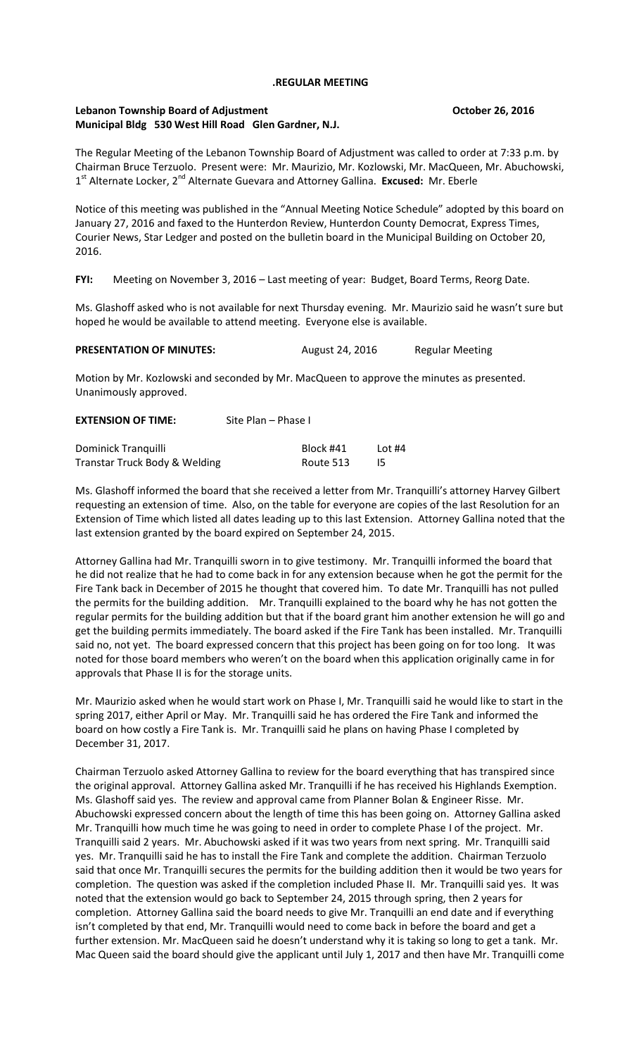**.REGULAR MEETING**

**Lebanon Township Board of Adjustment** **October 26, 2016**
**Municipal Bldg 530 West Hill Road Glen Gardner, N.J.**

The Regular Meeting of the Lebanon Township Board of Adjustment was called to order at 7:33 p.m. by Chairman Bruce Terzuolo. Present were: Mr. Maurizio, Mr. Kozlowski, Mr. MacQueen, Mr. Abuchowski, 1st Alternate Locker, 2nd Alternate Guevara and Attorney Gallina. **Excused:** Mr. Eberle

Notice of this meeting was published in the "Annual Meeting Notice Schedule" adopted by this board on January 27, 2016 and faxed to the Hunterdon Review, Hunterdon County Democrat, Express Times, Courier News, Star Ledger and posted on the bulletin board in the Municipal Building on October 20, 2016.

**FYI:** Meeting on November 3, 2016 – Last meeting of year: Budget, Board Terms, Reorg Date.

Ms. Glashoff asked who is not available for next Thursday evening. Mr. Maurizio said he wasn't sure but hoped he would be available to attend meeting. Everyone else is available.

**PRESENTATION OF MINUTES:** August 24, 2016 Regular Meeting

Motion by Mr. Kozlowski and seconded by Mr. MacQueen to approve the minutes as presented. Unanimously approved.

**EXTENSION OF TIME:** Site Plan – Phase I

| | | |
|---|---|---|
| Dominick Tranquilli | Block #41 | Lot #4 |
| Transtar Truck Body & Welding | Route 513 | I5 |

Ms. Glashoff informed the board that she received a letter from Mr. Tranquilli's attorney Harvey Gilbert requesting an extension of time. Also, on the table for everyone are copies of the last Resolution for an Extension of Time which listed all dates leading up to this last Extension. Attorney Gallina noted that the last extension granted by the board expired on September 24, 2015.

Attorney Gallina had Mr. Tranquilli sworn in to give testimony. Mr. Tranquilli informed the board that he did not realize that he had to come back in for any extension because when he got the permit for the Fire Tank back in December of 2015 he thought that covered him. To date Mr. Tranquilli has not pulled the permits for the building addition. Mr. Tranquilli explained to the board why he has not gotten the regular permits for the building addition but that if the board grant him another extension he will go and get the building permits immediately. The board asked if the Fire Tank has been installed. Mr. Tranquilli said no, not yet. The board expressed concern that this project has been going on for too long. It was noted for those board members who weren't on the board when this application originally came in for approvals that Phase II is for the storage units.

Mr. Maurizio asked when he would start work on Phase I, Mr. Tranquilli said he would like to start in the spring 2017, either April or May. Mr. Tranquilli said he has ordered the Fire Tank and informed the board on how costly a Fire Tank is. Mr. Tranquilli said he plans on having Phase I completed by December 31, 2017.

Chairman Terzuolo asked Attorney Gallina to review for the board everything that has transpired since the original approval. Attorney Gallina asked Mr. Tranquilli if he has received his Highlands Exemption. Ms. Glashoff said yes. The review and approval came from Planner Bolan & Engineer Risse. Mr. Abuchowski expressed concern about the length of time this has been going on. Attorney Gallina asked Mr. Tranquilli how much time he was going to need in order to complete Phase I of the project. Mr. Tranquilli said 2 years. Mr. Abuchowski asked if it was two years from next spring. Mr. Tranquilli said yes. Mr. Tranquilli said he has to install the Fire Tank and complete the addition. Chairman Terzuolo said that once Mr. Tranquilli secures the permits for the building addition then it would be two years for completion. The question was asked if the completion included Phase II. Mr. Tranquilli said yes. It was noted that the extension would go back to September 24, 2015 through spring, then 2 years for completion. Attorney Gallina said the board needs to give Mr. Tranquilli an end date and if everything isn't completed by that end, Mr. Tranquilli would need to come back in before the board and get a further extension. Mr. MacQueen said he doesn't understand why it is taking so long to get a tank. Mr. Mac Queen said the board should give the applicant until July 1, 2017 and then have Mr. Tranquilli come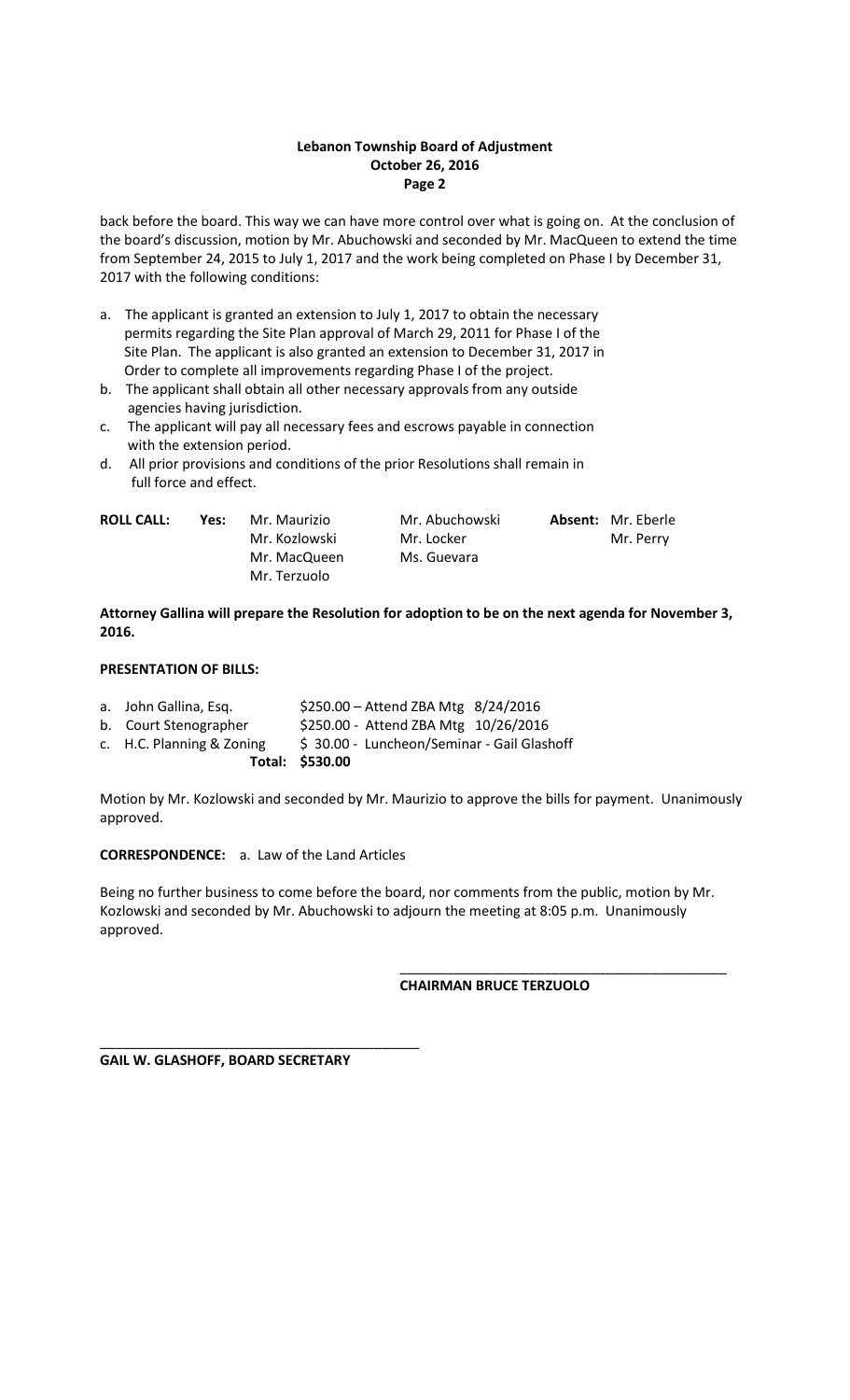back before the board. This way we can have more control over what is going on. At the conclusion of the board's discussion, motion by Mr. Abuchowski and seconded by Mr. MacQueen to extend the time from September 24, 2015 to July 1, 2017 and the work being completed on Phase I by December 31, 2017 with the following conditions:

a. The applicant is granted an extension to July 1, 2017 to obtain the necessary permits regarding the Site Plan approval of March 29, 2011 for Phase I of the Site Plan. The applicant is also granted an extension to December 31, 2017 in Order to complete all improvements regarding Phase I of the project.
b. The applicant shall obtain all other necessary approvals from any outside agencies having jurisdiction.
c. The applicant will pay all necessary fees and escrows payable in connection with the extension period.
d. All prior provisions and conditions of the prior Resolutions shall remain in full force and effect.

| | | | | | |
|---|---|---|---|---|---|
| **ROLL CALL:** | **Yes:** | Mr. Maurizio | Mr. Abuchowski | **Absent:** | Mr. Eberle |
| | | Mr. Kozlowski | Mr. Locker | | Mr. Perry |
| | | Mr. MacQueen | Ms. Guevara | | |
| | | Mr. Terzuolo | | | |

**Attorney Gallina will prepare the Resolution for adoption to be on the next agenda for November 3, 2016.**

**PRESENTATION OF BILLS:**

a. John Gallina, Esq. $250.00 – Attend ZBA Mtg 8/24/2016
b. Court Stenographer $250.00 - Attend ZBA Mtg 10/26/2016
c. H.C. Planning & Zoning $ 30.00 - Luncheon/Seminar - Gail Glashoff

**Total: $530.00**

Motion by Mr. Kozlowski and seconded by Mr. Maurizio to approve the bills for payment. Unanimously approved.

**CORRESPONDENCE:** a. Law of the Land Articles

Being no further business to come before the board, nor comments from the public, motion by Mr. Kozlowski and seconded by Mr. Abuchowski to adjourn the meeting at 8:05 p.m. Unanimously approved.

\_\_\_\_\_\_\_\_\_\_\_\_\_\_\_\_\_\_\_\_\_\_\_\_\_\_\_\_\_\_\_\_\_\_\_\_\_\_\_\_\_\_\_\_

**CHAIRMAN BRUCE TERZUOLO**

\_\_\_\_\_\_\_\_\_\_\_\_\_\_\_\_\_\_\_\_\_\_\_\_\_\_\_\_\_\_\_\_\_\_\_\_\_\_\_\_\_\_\_\_

**GAIL W. GLASHOFF, BOARD SECRETARY**